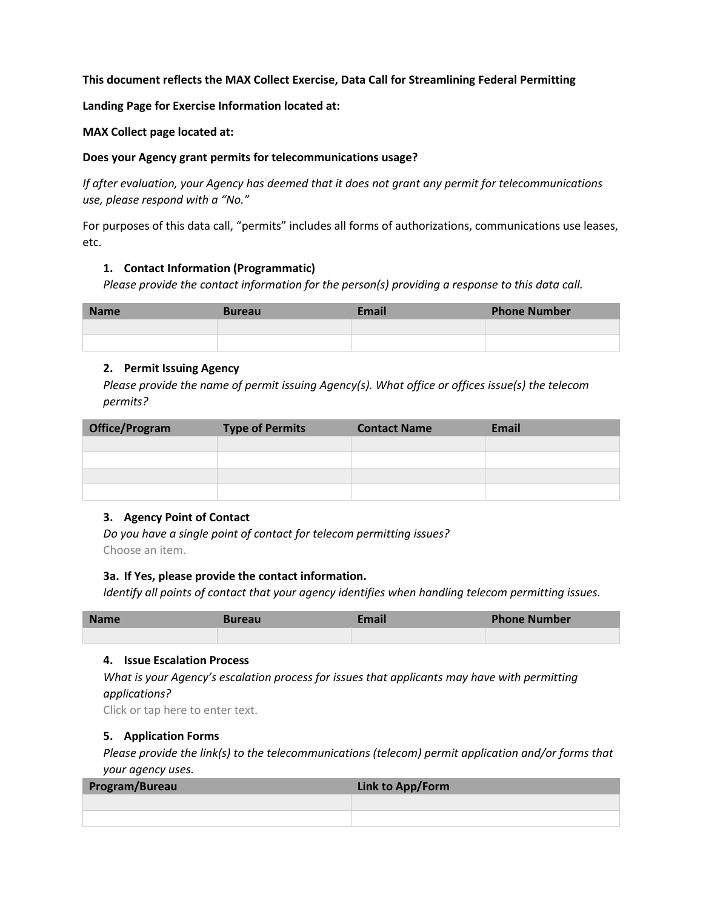**This document reflects the MAX Collect Exercise, Data Call for Streamlining Federal Permitting**

**Landing Page for Exercise Information located at:**

**MAX Collect page located at:**

**Does your Agency grant permits for telecommunications usage?**

*If after evaluation, your Agency has deemed that it does not grant any permit for telecommunications use, please respond with a "No."*

For purposes of this data call, "permits" includes all forms of authorizations, communications use leases, etc.

**1. Contact Information (Programmatic)**

*Please provide the contact information for the person(s) providing a response to this data call.*

| Name | Bureau | Email | Phone Number |
|---|---|---|---|
| | | | |
| | | | |

**2. Permit Issuing Agency**

*Please provide the name of permit issuing Agency(s). What office or offices issue(s) the telecom permits?*

| Office/Program | Type of Permits | Contact Name | Email |
|---|---|---|---|
| | | | |
| | | | |
| | | | |
| | | | |

**3. Agency Point of Contact**

*Do you have a single point of contact for telecom permitting issues?*

Choose an item.

**3a. If Yes, please provide the contact information.**

*Identify all points of contact that your agency identifies when handling telecom permitting issues.*

| Name | Bureau | Email | Phone Number |
|---|---|---|---|
| | | | |

**4. Issue Escalation Process**

*What is your Agency's escalation process for issues that applicants may have with permitting applications?*

Click or tap here to enter text.

**5. Application Forms**

*Please provide the link(s) to the telecommunications (telecom) permit application and/or forms that your agency uses.*

| Program/Bureau | Link to App/Form |
|---|---|
| | |
| | |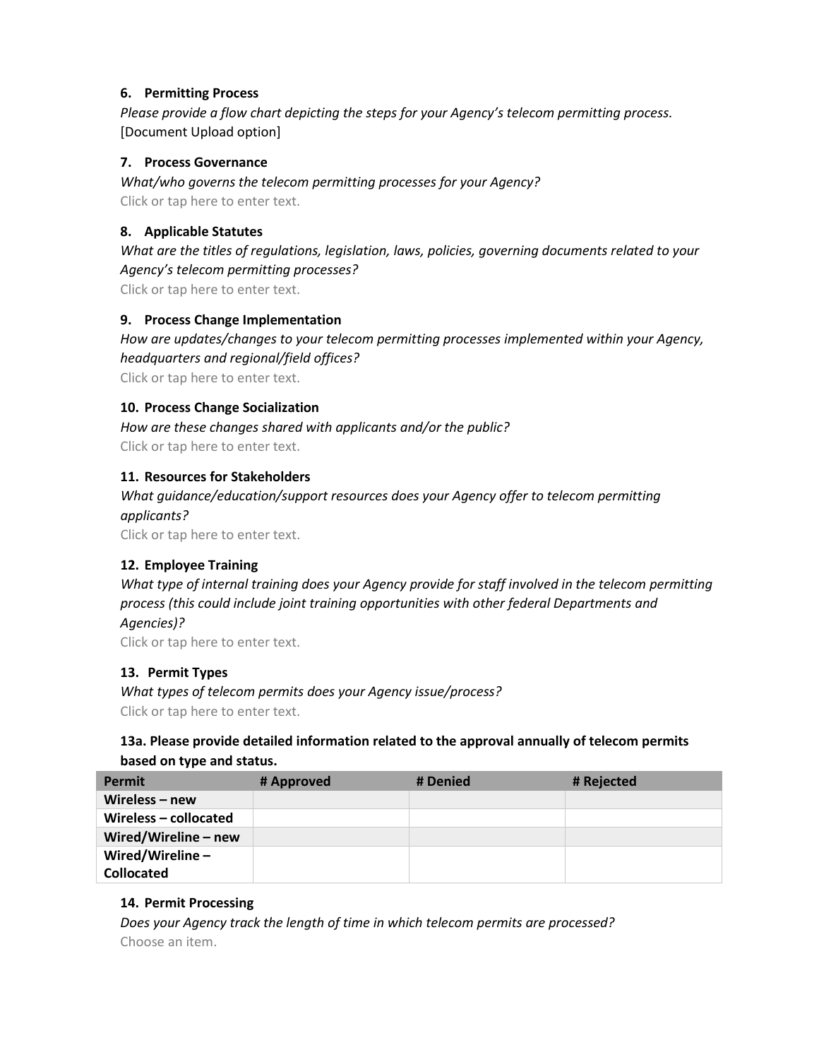### 6. Permitting Process

*Please provide a flow chart depicting the steps for your Agency's telecom permitting process.*
[Document Upload option]

### 7. Process Governance

*What/who governs the telecom permitting processes for your Agency?*
Click or tap here to enter text.

### 8. Applicable Statutes

*What are the titles of regulations, legislation, laws, policies, governing documents related to your Agency's telecom permitting processes?*
Click or tap here to enter text.

### 9. Process Change Implementation

*How are updates/changes to your telecom permitting processes implemented within your Agency, headquarters and regional/field offices?*
Click or tap here to enter text.

### 10. Process Change Socialization

*How are these changes shared with applicants and/or the public?*
Click or tap here to enter text.

### 11. Resources for Stakeholders

*What guidance/education/support resources does your Agency offer to telecom permitting applicants?*
Click or tap here to enter text.

### 12. Employee Training

*What type of internal training does your Agency provide for staff involved in the telecom permitting process (this could include joint training opportunities with other federal Departments and Agencies)?*
Click or tap here to enter text.

### 13. Permit Types

*What types of telecom permits does your Agency issue/process?*
Click or tap here to enter text.

### 13a. Please provide detailed information related to the approval annually of telecom permits based on type and status.

| Permit | # Approved | # Denied | # Rejected |
|---|---|---|---|
| **Wireless – new** | | | |
| **Wireless – collocated** | | | |
| **Wired/Wireline – new** | | | |
| **Wired/Wireline – Collocated** | | | |

### 14. Permit Processing

*Does your Agency track the length of time in which telecom permits are processed?*
Choose an item.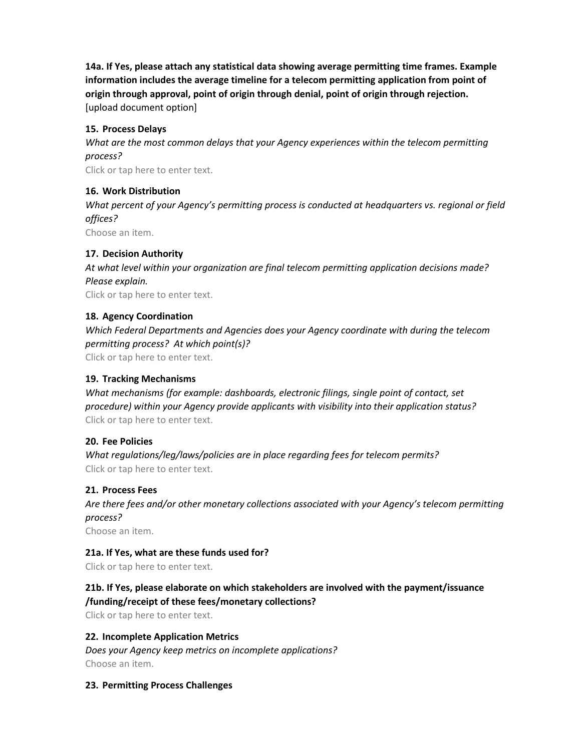**14a. If Yes, please attach any statistical data showing average permitting time frames. Example information includes the average timeline for a telecom permitting application from point of origin through approval, point of origin through denial, point of origin through rejection.**
[upload document option]

**15. Process Delays**

*What are the most common delays that your Agency experiences within the telecom permitting process?*

Click or tap here to enter text.

**16. Work Distribution**

*What percent of your Agency's permitting process is conducted at headquarters vs. regional or field offices?*

Choose an item.

**17. Decision Authority**

*At what level within your organization are final telecom permitting application decisions made? Please explain.*

Click or tap here to enter text.

**18. Agency Coordination**

*Which Federal Departments and Agencies does your Agency coordinate with during the telecom permitting process? At which point(s)?*

Click or tap here to enter text.

**19. Tracking Mechanisms**

*What mechanisms (for example: dashboards, electronic filings, single point of contact, set procedure) within your Agency provide applicants with visibility into their application status?*

Click or tap here to enter text.

**20. Fee Policies**

*What regulations/leg/laws/policies are in place regarding fees for telecom permits?*

Click or tap here to enter text.

**21. Process Fees**

*Are there fees and/or other monetary collections associated with your Agency's telecom permitting process?*

Choose an item.

**21a. If Yes, what are these funds used for?**

Click or tap here to enter text.

**21b. If Yes, please elaborate on which stakeholders are involved with the payment/issuance /funding/receipt of these fees/monetary collections?**

Click or tap here to enter text.

**22. Incomplete Application Metrics**

*Does your Agency keep metrics on incomplete applications?*

Choose an item.

**23. Permitting Process Challenges**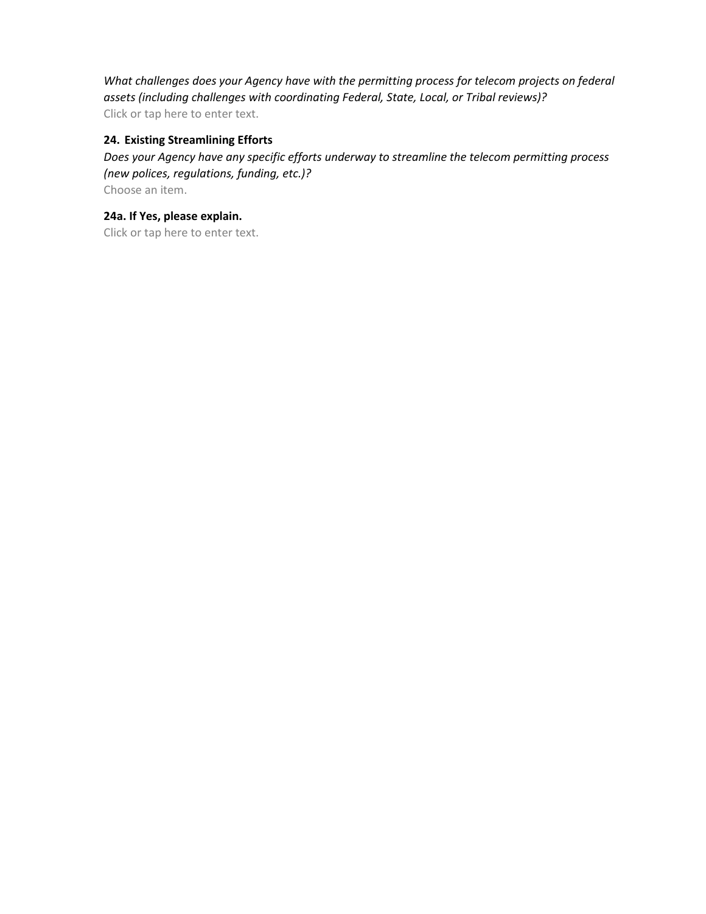*What challenges does your Agency have with the permitting process for telecom projects on federal assets (including challenges with coordinating Federal, State, Local, or Tribal reviews)?*

Click or tap here to enter text.

**24. Existing Streamlining Efforts**

*Does your Agency have any specific efforts underway to streamline the telecom permitting process (new polices, regulations, funding, etc.)?*

Choose an item.

**24a. If Yes, please explain.**

Click or tap here to enter text.